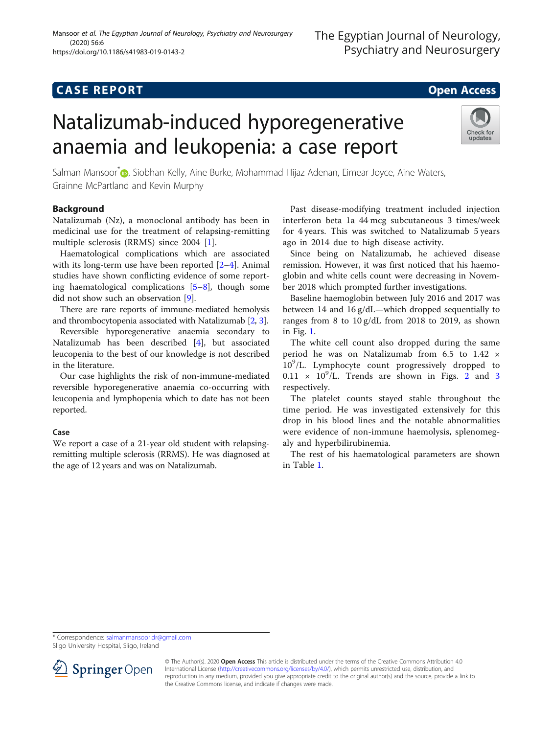CASE REPORT

Open Access

# Natalizumab-induced hyporegenerative anaemia and leukopenia: a case report

Salman Mansoor*, Siobhan Kelly, Aine Burke, Mohammad Hijaz Adenan, Eimear Joyce, Aine Waters, Grainne McPartland and Kevin Murphy

## Background

Natalizumab (Nz), a monoclonal antibody has been in medicinal use for the treatment of relapsing-remitting multiple sclerosis (RRMS) since 2004 [1].

Haematological complications which are associated with its long-term use have been reported [2–4]. Animal studies have shown conflicting evidence of some reporting haematological complications [5–8], though some did not show such an observation [9].

There are rare reports of immune-mediated hemolysis and thrombocytopenia associated with Natalizumab [2, 3].

Reversible hyporegenerative anaemia secondary to Natalizumab has been described [4], but associated leucopenia to the best of our knowledge is not described in the literature.

Our case highlights the risk of non-immune-mediated reversible hyporegenerative anaemia co-occurring with leucopenia and lymphopenia which to date has not been reported.

### Case

We report a case of a 21-year old student with relapsing-remitting multiple sclerosis (RRMS). He was diagnosed at the age of 12 years and was on Natalizumab.

Past disease-modifying treatment included injection interferon beta 1a 44 mcg subcutaneous 3 times/week for 4 years. This was switched to Natalizumab 5 years ago in 2014 due to high disease activity.

Since being on Natalizumab, he achieved disease remission. However, it was first noticed that his haemoglobin and white cells count were decreasing in November 2018 which prompted further investigations.

Baseline haemoglobin between July 2016 and 2017 was between 14 and 16 g/dL—which dropped sequentially to ranges from 8 to 10 g/dL from 2018 to 2019, as shown in Fig. 1.

The white cell count also dropped during the same period he was on Natalizumab from 6.5 to 1.42 × $10^9$/L. Lymphocyte count progressively dropped to 0.11 × $10^9$/L. Trends are shown in Figs. 2 and 3 respectively.

The platelet counts stayed stable throughout the time period. He was investigated extensively for this drop in his blood lines and the notable abnormalities were evidence of non-immune haemolysis, splenomegaly and hyperbilirubinemia.

The rest of his haematological parameters are shown in Table 1.

\* Correspondence: salmanmansoor.dr@gmail.com
Sligo University Hospital, Sligo, Ireland

© The Author(s). 2020 **Open Access** This article is distributed under the terms of the Creative Commons Attribution 4.0 International License (http://creativecommons.org/licenses/by/4.0/), which permits unrestricted use, distribution, and reproduction in any medium, provided you give appropriate credit to the original author(s) and the source, provide a link to the Creative Commons license, and indicate if changes were made.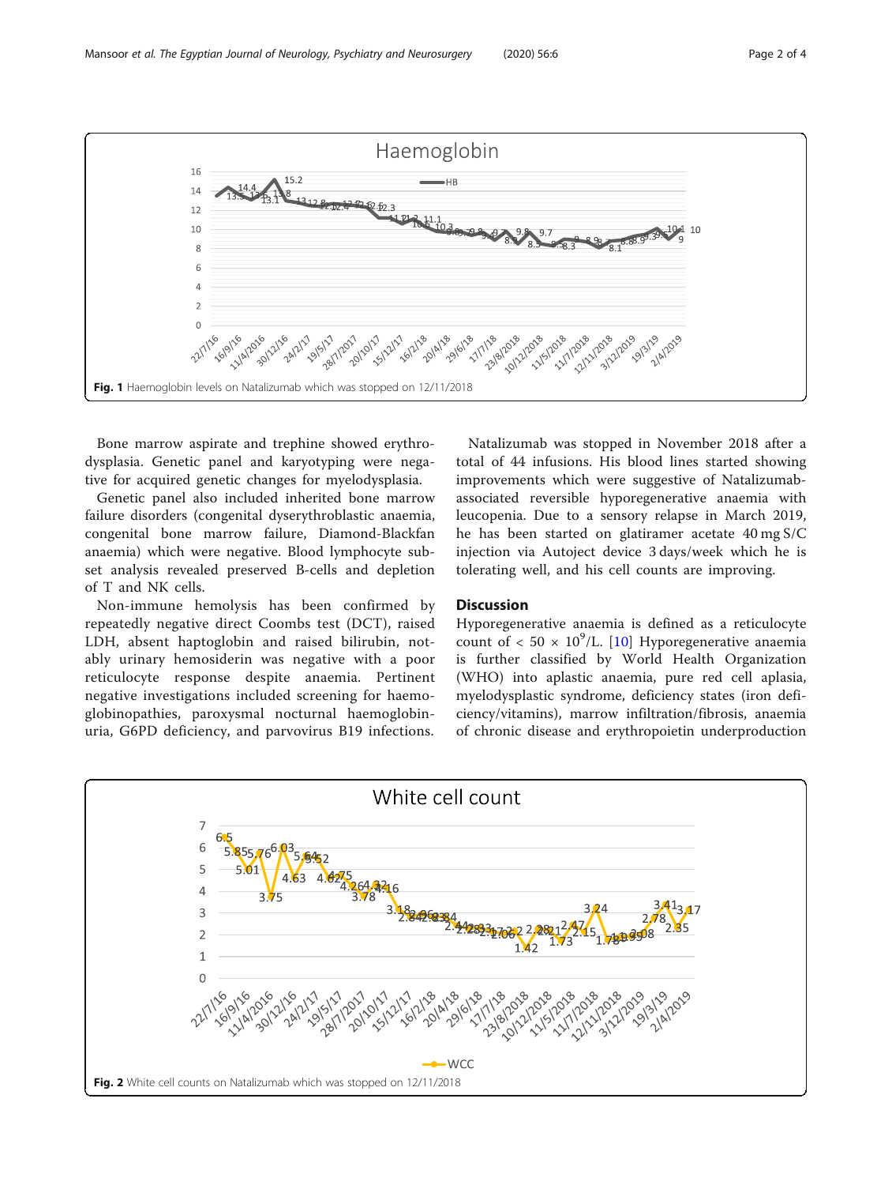Fig. 1 Haemoglobin levels on Natalizumab which was stopped on 12/11/2018

Bone marrow aspirate and trephine showed erythrodysplasia. Genetic panel and karyotyping were negative for acquired genetic changes for myelodysplasia.

Genetic panel also included inherited bone marrow failure disorders (congenital dyserythroblastic anaemia, congenital bone marrow failure, Diamond-Blackfan anaemia) which were negative. Blood lymphocyte subset analysis revealed preserved B-cells and depletion of T and NK cells.

Non-immune hemolysis has been confirmed by repeatedly negative direct Coombs test (DCT), raised LDH, absent haptoglobin and raised bilirubin, notably urinary hemosiderin was negative with a poor reticulocyte response despite anaemia. Pertinent negative investigations included screening for haemoglobinopathies, paroxysmal nocturnal haemoglobinuria, G6PD deficiency, and parvovirus B19 infections.

Natalizumab was stopped in November 2018 after a total of 44 infusions. His blood lines started showing improvements which were suggestive of Natalizumab-associated reversible hyporegenerative anaemia with leucopenia. Due to a sensory relapse in March 2019, he has been started on glatiramer acetate 40 mg S/C injection via Autoject device 3 days/week which he is tolerating well, and his cell counts are improving.

## Discussion

Hyporegenerative anaemia is defined as a reticulocyte count of < 50 × $10^9$/L. [10] Hyporegenerative anaemia is further classified by World Health Organization (WHO) into aplastic anaemia, pure red cell aplasia, myelodysplastic syndrome, deficiency states (iron deficiency/vitamins), marrow infiltration/fibrosis, anaemia of chronic disease and erythropoietin underproduction

Fig. 2 White cell counts on Natalizumab which was stopped on 12/11/2018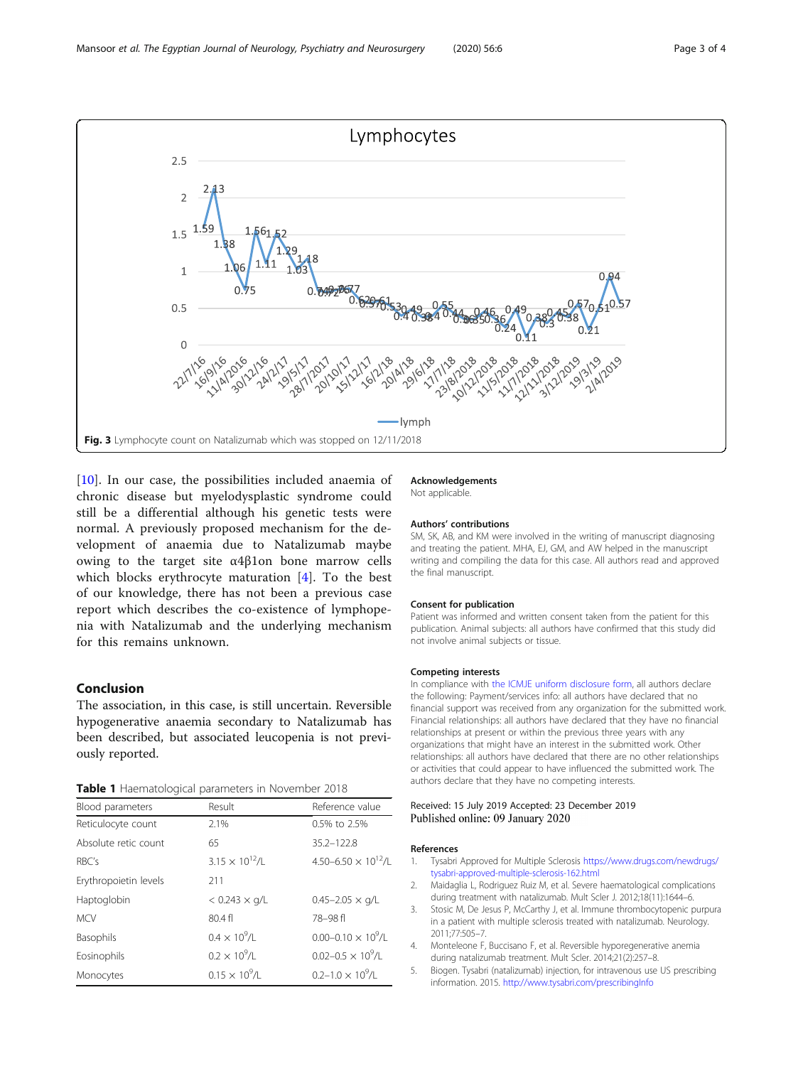Fig. 3 Lymphocyte count on Natalizumab which was stopped on 12/11/2018

[10]. In our case, the possibilities included anaemia of chronic disease but myelodysplastic syndrome could still be a differential although his genetic tests were normal. A previously proposed mechanism for the development of anaemia due to Natalizumab maybe owing to the target site α4β1on bone marrow cells which blocks erythrocyte maturation [4]. To the best of our knowledge, there has not been a previous case report which describes the co-existence of lymphopenia with Natalizumab and the underlying mechanism for this remains unknown.

## Conclusion

The association, in this case, is still uncertain. Reversible hypogenerative anaemia secondary to Natalizumab has been described, but associated leucopenia is not previously reported.

**Table 1** Haematological parameters in November 2018

| Blood parameters | Result | Reference value |
|---|---|---|
| Reticulocyte count | 2.1% | 0.5% to 2.5% |
| Absolute retic count | 65 | 35.2–122.8 |
| RBC's | $3.15 \times 10^{12}$/L | 4.50–6.50 × $10^{12}$/L |
| Erythropoietin levels | 211 | |
| Haptoglobin | < 0.243 × g/L | 0.45–2.05 × g/L |
| MCV | 80.4 fl | 78–98 fl |
| Basophils | $0.4 \times 10^{9}$/L | 0.00–0.10 × $10^{9}$/L |
| Eosinophils | $0.2 \times 10^{9}$/L | 0.02–0.5 × $10^{9}$/L |
| Monocytes | $0.15 \times 10^{9}$/L | 0.2–1.0 × $10^{9}$/L |

### Acknowledgements

Not applicable.

### Authors' contributions

SM, SK, AB, and KM were involved in the writing of manuscript diagnosing and treating the patient. MHA, EJ, GM, and AW helped in the manuscript writing and compiling the data for this case. All authors read and approved the final manuscript.

### Consent for publication

Patient was informed and written consent taken from the patient for this publication. Animal subjects: all authors have confirmed that this study did not involve animal subjects or tissue.

### Competing interests

In compliance with the ICMJE uniform disclosure form, all authors declare the following: Payment/services info: all authors have declared that no financial support was received from any organization for the submitted work. Financial relationships: all authors have declared that they have no financial relationships at present or within the previous three years with any organizations that might have an interest in the submitted work. Other relationships: all authors have declared that there are no other relationships or activities that could appear to have influenced the submitted work. The authors declare that they have no competing interests.

Received: 15 July 2019 Accepted: 23 December 2019
Published online: 09 January 2020

### References

1. Tysabri Approved for Multiple Sclerosis https://www.drugs.com/newdrugs/tysabri-approved-multiple-sclerosis-162.html
2. Maidaglia L, Rodriguez Ruiz M, et al. Severe haematological complications during treatment with natalizumab. Mult Scler J. 2012;18(11):1644–6.
3. Stosic M, De Jesus P, McCarthy J, et al. Immune thrombocytopenic purpura in a patient with multiple sclerosis treated with natalizumab. Neurology. 2011;77:505–7.
4. Monteleone F, Buccisano F, et al. Reversible hyporegenerative anemia during natalizumab treatment. Mult Scler. 2014;21(2):257–8.
5. Biogen. Tysabri (natalizumab) injection, for intravenous use US prescribing information. 2015. http://www.tysabri.com/prescribingInfo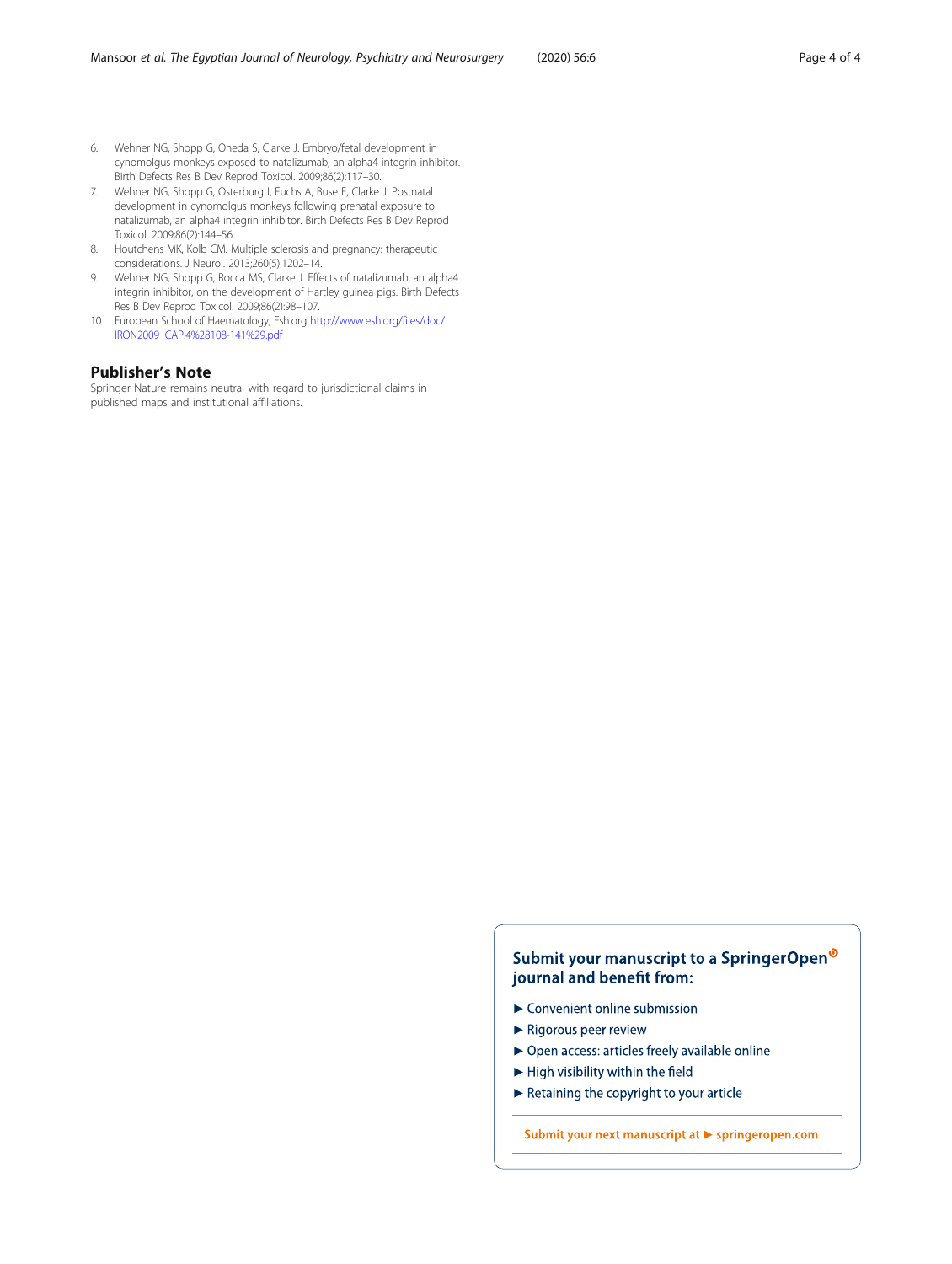6. Wehner NG, Shopp G, Oneda S, Clarke J. Embryo/fetal development in cynomolgus monkeys exposed to natalizumab, an alpha4 integrin inhibitor. Birth Defects Res B Dev Reprod Toxicol. 2009;86(2):117–30.
7. Wehner NG, Shopp G, Osterburg I, Fuchs A, Buse E, Clarke J. Postnatal development in cynomolgus monkeys following prenatal exposure to natalizumab, an alpha4 integrin inhibitor. Birth Defects Res B Dev Reprod Toxicol. 2009;86(2):144–56.
8. Houtchens MK, Kolb CM. Multiple sclerosis and pregnancy: therapeutic considerations. J Neurol. 2013;260(5):1202–14.
9. Wehner NG, Shopp G, Rocca MS, Clarke J. Effects of natalizumab, an alpha4 integrin inhibitor, on the development of Hartley guinea pigs. Birth Defects Res B Dev Reprod Toxicol. 2009;86(2):98–107.
10. European School of Haematology, Esh.org http://www.esh.org/files/doc/IRON2009_CAP.4%28108-141%29.pdf

## Publisher's Note

Springer Nature remains neutral with regard to jurisdictional claims in published maps and institutional affiliations.

**Submit your manuscript to a SpringerOpen journal and benefit from:**

- ► Convenient online submission
- ► Rigorous peer review
- ► Open access: articles freely available online
- ► High visibility within the field
- ► Retaining the copyright to your article

**Submit your next manuscript at ► springeropen.com**